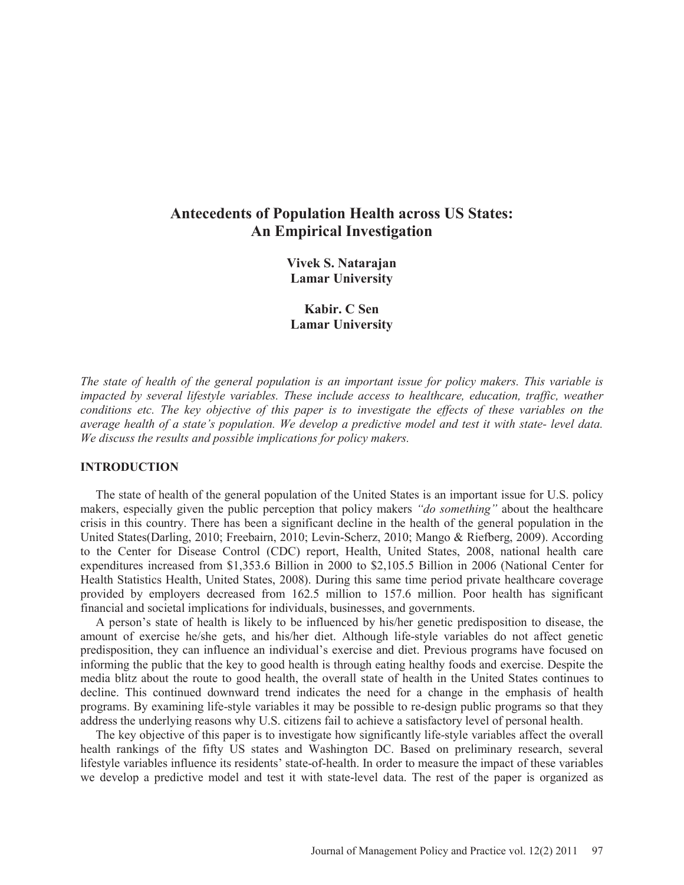# Antecedents of Population Health across US States: An Empirical Investigation

**Vivek S. Natarajan**
**Lamar University**

**Kabir. C Sen**
**Lamar University**

*The state of health of the general population is an important issue for policy makers. This variable is impacted by several lifestyle variables. These include access to healthcare, education, traffic, weather conditions etc. The key objective of this paper is to investigate the effects of these variables on the average health of a state's population. We develop a predictive model and test it with state- level data. We discuss the results and possible implications for policy makers.*

## INTRODUCTION

The state of health of the general population of the United States is an important issue for U.S. policy makers, especially given the public perception that policy makers *"do something"* about the healthcare crisis in this country. There has been a significant decline in the health of the general population in the United States(Darling, 2010; Freebairn, 2010; Levin-Scherz, 2010; Mango & Riefberg, 2009). According to the Center for Disease Control (CDC) report, Health, United States, 2008, national health care expenditures increased from $1,353.6 Billion in 2000 to $2,105.5 Billion in 2006 (National Center for Health Statistics Health, United States, 2008). During this same time period private healthcare coverage provided by employers decreased from 162.5 million to 157.6 million. Poor health has significant financial and societal implications for individuals, businesses, and governments.

A person's state of health is likely to be influenced by his/her genetic predisposition to disease, the amount of exercise he/she gets, and his/her diet. Although life-style variables do not affect genetic predisposition, they can influence an individual's exercise and diet. Previous programs have focused on informing the public that the key to good health is through eating healthy foods and exercise. Despite the media blitz about the route to good health, the overall state of health in the United States continues to decline. This continued downward trend indicates the need for a change in the emphasis of health programs. By examining life-style variables it may be possible to re-design public programs so that they address the underlying reasons why U.S. citizens fail to achieve a satisfactory level of personal health.

The key objective of this paper is to investigate how significantly life-style variables affect the overall health rankings of the fifty US states and Washington DC. Based on preliminary research, several lifestyle variables influence its residents' state-of-health. In order to measure the impact of these variables we develop a predictive model and test it with state-level data. The rest of the paper is organized as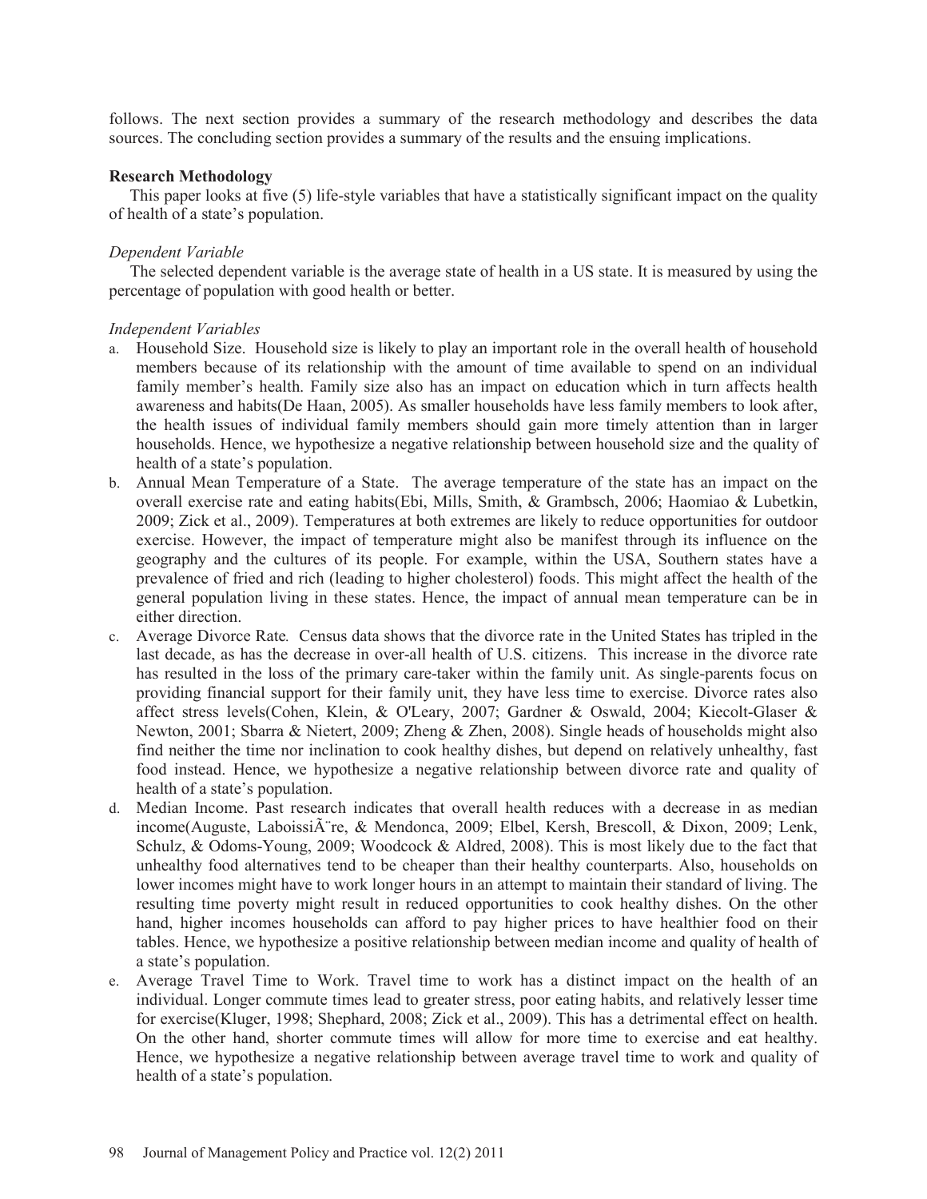follows. The next section provides a summary of the research methodology and describes the data sources. The concluding section provides a summary of the results and the ensuing implications.

**Research Methodology**

This paper looks at five (5) life-style variables that have a statistically significant impact on the quality of health of a state's population.

*Dependent Variable*

The selected dependent variable is the average state of health in a US state. It is measured by using the percentage of population with good health or better.

*Independent Variables*

a. Household Size. Household size is likely to play an important role in the overall health of household members because of its relationship with the amount of time available to spend on an individual family member's health. Family size also has an impact on education which in turn affects health awareness and habits(De Haan, 2005). As smaller households have less family members to look after, the health issues of individual family members should gain more timely attention than in larger households. Hence, we hypothesize a negative relationship between household size and the quality of health of a state's population.
b. Annual Mean Temperature of a State. The average temperature of the state has an impact on the overall exercise rate and eating habits(Ebi, Mills, Smith, & Grambsch, 2006; Haomiao & Lubetkin, 2009; Zick et al., 2009). Temperatures at both extremes are likely to reduce opportunities for outdoor exercise. However, the impact of temperature might also be manifest through its influence on the geography and the cultures of its people. For example, within the USA, Southern states have a prevalence of fried and rich (leading to higher cholesterol) foods. This might affect the health of the general population living in these states. Hence, the impact of annual mean temperature can be in either direction.
c. Average Divorce Rate*.* Census data shows that the divorce rate in the United States has tripled in the last decade, as has the decrease in over-all health of U.S. citizens. This increase in the divorce rate has resulted in the loss of the primary care-taker within the family unit. As single-parents focus on providing financial support for their family unit, they have less time to exercise. Divorce rates also affect stress levels(Cohen, Klein, & O'Leary, 2007; Gardner & Oswald, 2004; Kiecolt-Glaser & Newton, 2001; Sbarra & Nietert, 2009; Zheng & Zhen, 2008). Single heads of households might also find neither the time nor inclination to cook healthy dishes, but depend on relatively unhealthy, fast food instead. Hence, we hypothesize a negative relationship between divorce rate and quality of health of a state's population.
d. Median Income. Past research indicates that overall health reduces with a decrease in as median income(Auguste, LaboissiÃ¨re, & Mendonca, 2009; Elbel, Kersh, Brescoll, & Dixon, 2009; Lenk, Schulz, & Odoms-Young, 2009; Woodcock & Aldred, 2008). This is most likely due to the fact that unhealthy food alternatives tend to be cheaper than their healthy counterparts. Also, households on lower incomes might have to work longer hours in an attempt to maintain their standard of living. The resulting time poverty might result in reduced opportunities to cook healthy dishes. On the other hand, higher incomes households can afford to pay higher prices to have healthier food on their tables. Hence, we hypothesize a positive relationship between median income and quality of health of a state's population.
e. Average Travel Time to Work. Travel time to work has a distinct impact on the health of an individual. Longer commute times lead to greater stress, poor eating habits, and relatively lesser time for exercise(Kluger, 1998; Shephard, 2008; Zick et al., 2009). This has a detrimental effect on health. On the other hand, shorter commute times will allow for more time to exercise and eat healthy. Hence, we hypothesize a negative relationship between average travel time to work and quality of health of a state's population.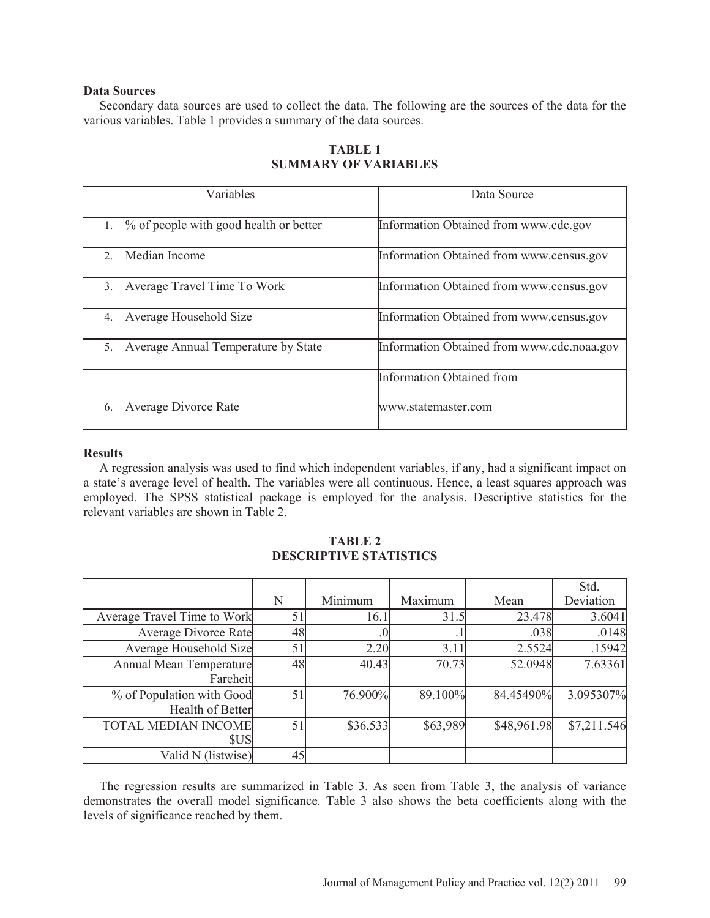**Data Sources**

Secondary data sources are used to collect the data. The following are the sources of the data for the various variables. Table 1 provides a summary of the data sources.

**TABLE 1**
**SUMMARY OF VARIABLES**

| Variables | Data Source |
|---|---|
| 1. % of people with good health or better | Information Obtained from www.cdc.gov |
| 2. Median Income | Information Obtained from www.census.gov |
| 3. Average Travel Time To Work | Information Obtained from www.census.gov |
| 4. Average Household Size | Information Obtained from www.census.gov |
| 5. Average Annual Temperature by State | Information Obtained from www.cdc.noaa.gov |
| 6. Average Divorce Rate | Information Obtained from www.statemaster.com |

**Results**

A regression analysis was used to find which independent variables, if any, had a significant impact on a state's average level of health. The variables were all continuous. Hence, a least squares approach was employed. The SPSS statistical package is employed for the analysis. Descriptive statistics for the relevant variables are shown in Table 2.

**TABLE 2**
**DESCRIPTIVE STATISTICS**

| | N | Minimum | Maximum | Mean | Std. Deviation |
|---|---|---|---|---|---|
| Average Travel Time to Work | 51 | 16.1 | 31.5 | 23.478 | 3.6041 |
| Average Divorce Rate | 48 | .0 | .1 | .038 | .0148 |
| Average Household Size | 51 | 2.20 | 3.11 | 2.5524 | .15942 |
| Annual Mean Temperature Fareheit | 48 | 40.43 | 70.73 | 52.0948 | 7.63361 |
| % of Population with Good Health of Better | 51 | 76.900% | 89.100% | 84.45490% | 3.095307% |
| TOTAL MEDIAN INCOME $US | 51 | $36,533 | $63,989 | $48,961.98 | $7,211.546 |
| Valid N (listwise) | 45 | | | | |

The regression results are summarized in Table 3. As seen from Table 3, the analysis of variance demonstrates the overall model significance. Table 3 also shows the beta coefficients along with the levels of significance reached by them.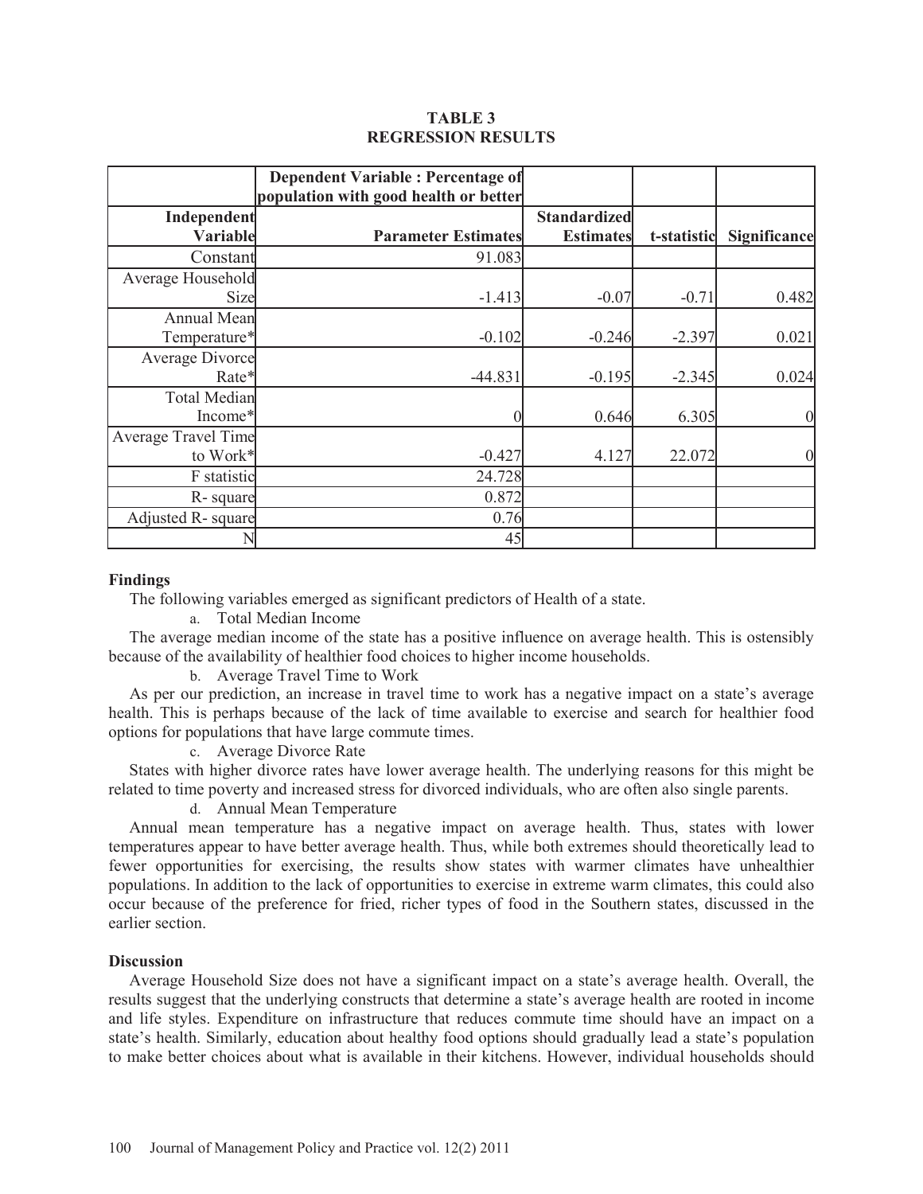**TABLE 3**
**REGRESSION RESULTS**

| | Dependent Variable : Percentage of population with good health or better | | | |
|---|---|---|---|---|
| Independent Variable | Parameter Estimates | Standardized Estimates | t-statistic | Significance |
| Constant | 91.083 | | | |
| Average Household Size | -1.413 | -0.07 | -0.71 | 0.482 |
| Annual Mean Temperature* | -0.102 | -0.246 | -2.397 | 0.021 |
| Average Divorce Rate* | -44.831 | -0.195 | -2.345 | 0.024 |
| Total Median Income* | 0 | 0.646 | 6.305 | 0 |
| Average Travel Time to Work* | -0.427 | 4.127 | 22.072 | 0 |
| F statistic | 24.728 | | | |
| R- square | 0.872 | | | |
| Adjusted R- square | 0.76 | | | |
| N | 45 | | | |

### Findings

The following variables emerged as significant predictors of Health of a state.

a. Total Median Income

The average median income of the state has a positive influence on average health. This is ostensibly because of the availability of healthier food choices to higher income households.

b. Average Travel Time to Work

As per our prediction, an increase in travel time to work has a negative impact on a state's average health. This is perhaps because of the lack of time available to exercise and search for healthier food options for populations that have large commute times.

c. Average Divorce Rate

States with higher divorce rates have lower average health. The underlying reasons for this might be related to time poverty and increased stress for divorced individuals, who are often also single parents.

d. Annual Mean Temperature

Annual mean temperature has a negative impact on average health. Thus, states with lower temperatures appear to have better average health. Thus, while both extremes should theoretically lead to fewer opportunities for exercising, the results show states with warmer climates have unhealthier populations. In addition to the lack of opportunities to exercise in extreme warm climates, this could also occur because of the preference for fried, richer types of food in the Southern states, discussed in the earlier section.

### Discussion

Average Household Size does not have a significant impact on a state's average health. Overall, the results suggest that the underlying constructs that determine a state's average health are rooted in income and life styles. Expenditure on infrastructure that reduces commute time should have an impact on a state's health. Similarly, education about healthy food options should gradually lead a state's population to make better choices about what is available in their kitchens. However, individual households should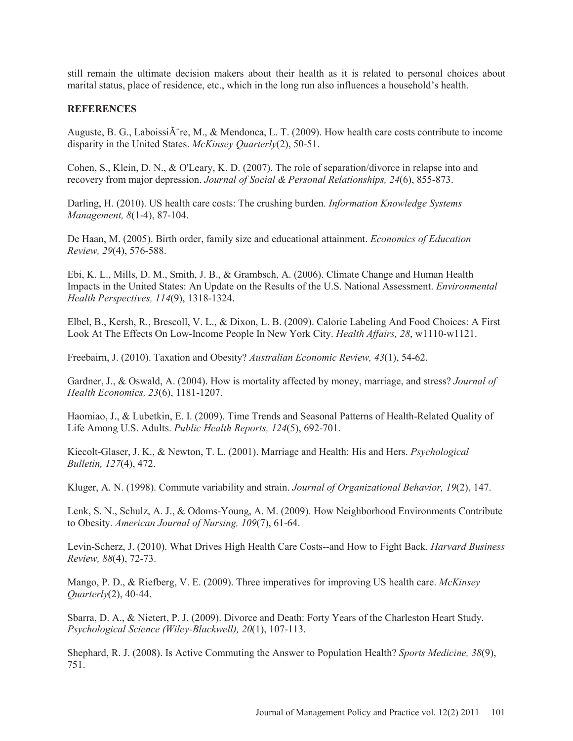still remain the ultimate decision makers about their health as it is related to personal choices about marital status, place of residence, etc., which in the long run also influences a household's health.

## REFERENCES

Auguste, B. G., LaboissiÃ¨re, M., & Mendonca, L. T. (2009). How health care costs contribute to income disparity in the United States. *McKinsey Quarterly*(2), 50-51.

Cohen, S., Klein, D. N., & O'Leary, K. D. (2007). The role of separation/divorce in relapse into and recovery from major depression. *Journal of Social & Personal Relationships, 24*(6), 855-873.

Darling, H. (2010). US health care costs: The crushing burden. *Information Knowledge Systems Management, 8*(1-4), 87-104.

De Haan, M. (2005). Birth order, family size and educational attainment. *Economics of Education Review, 29*(4), 576-588.

Ebi, K. L., Mills, D. M., Smith, J. B., & Grambsch, A. (2006). Climate Change and Human Health Impacts in the United States: An Update on the Results of the U.S. National Assessment. *Environmental Health Perspectives, 114*(9), 1318-1324.

Elbel, B., Kersh, R., Brescoll, V. L., & Dixon, L. B. (2009). Calorie Labeling And Food Choices: A First Look At The Effects On Low-Income People In New York City. *Health Affairs, 28*, w1110-w1121.

Freebairn, J. (2010). Taxation and Obesity? *Australian Economic Review, 43*(1), 54-62.

Gardner, J., & Oswald, A. (2004). How is mortality affected by money, marriage, and stress? *Journal of Health Economics, 23*(6), 1181-1207.

Haomiao, J., & Lubetkin, E. I. (2009). Time Trends and Seasonal Patterns of Health-Related Quality of Life Among U.S. Adults. *Public Health Reports, 124*(5), 692-701.

Kiecolt-Glaser, J. K., & Newton, T. L. (2001). Marriage and Health: His and Hers. *Psychological Bulletin, 127*(4), 472.

Kluger, A. N. (1998). Commute variability and strain. *Journal of Organizational Behavior, 19*(2), 147.

Lenk, S. N., Schulz, A. J., & Odoms-Young, A. M. (2009). How Neighborhood Environments Contribute to Obesity. *American Journal of Nursing, 109*(7), 61-64.

Levin-Scherz, J. (2010). What Drives High Health Care Costs--and How to Fight Back. *Harvard Business Review, 88*(4), 72-73.

Mango, P. D., & Riefberg, V. E. (2009). Three imperatives for improving US health care. *McKinsey Quarterly*(2), 40-44.

Sbarra, D. A., & Nietert, P. J. (2009). Divorce and Death: Forty Years of the Charleston Heart Study. *Psychological Science (Wiley-Blackwell), 20*(1), 107-113.

Shephard, R. J. (2008). Is Active Commuting the Answer to Population Health? *Sports Medicine, 38*(9), 751.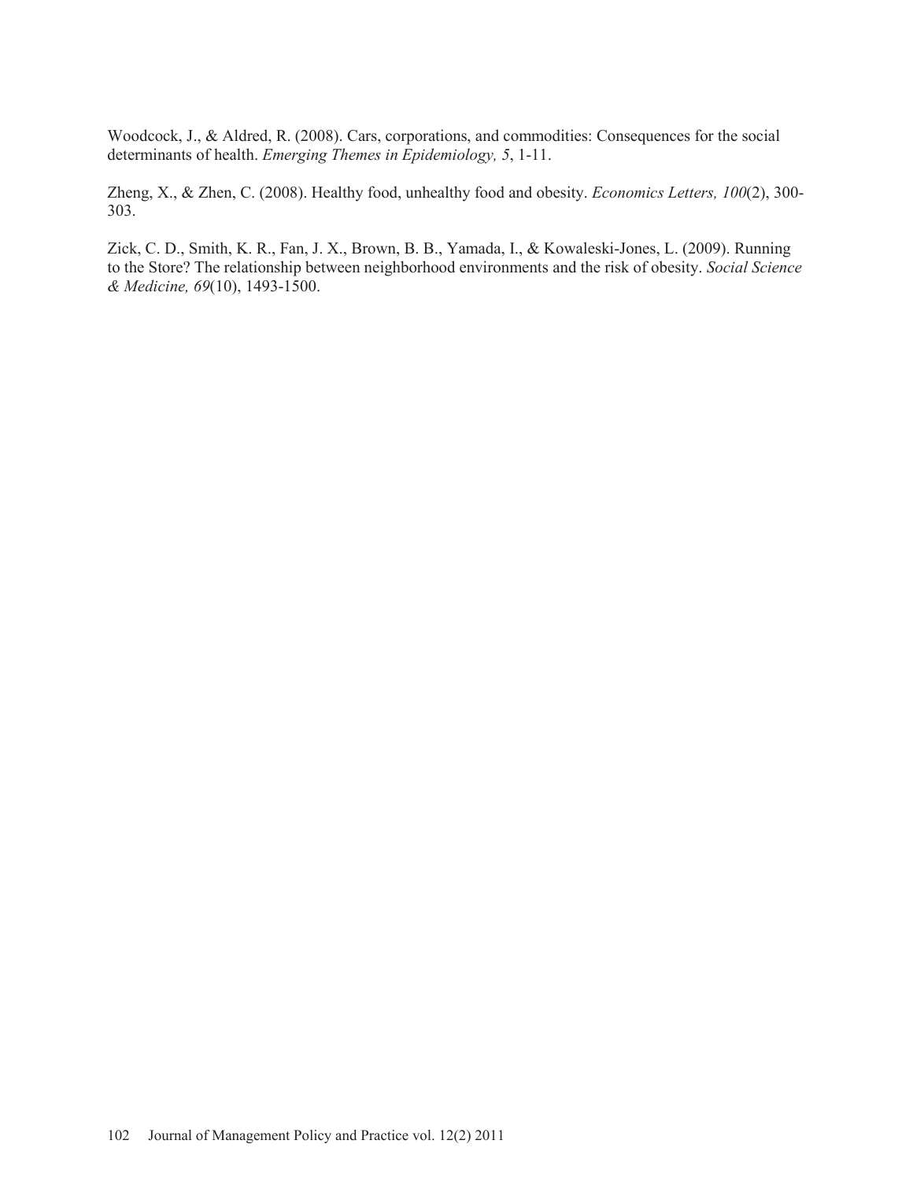Woodcock, J., & Aldred, R. (2008). Cars, corporations, and commodities: Consequences for the social determinants of health. *Emerging Themes in Epidemiology, 5*, 1-11.

Zheng, X., & Zhen, C. (2008). Healthy food, unhealthy food and obesity. *Economics Letters, 100*(2), 300-303.

Zick, C. D., Smith, K. R., Fan, J. X., Brown, B. B., Yamada, I., & Kowaleski-Jones, L. (2009). Running to the Store? The relationship between neighborhood environments and the risk of obesity. *Social Science & Medicine, 69*(10), 1493-1500.